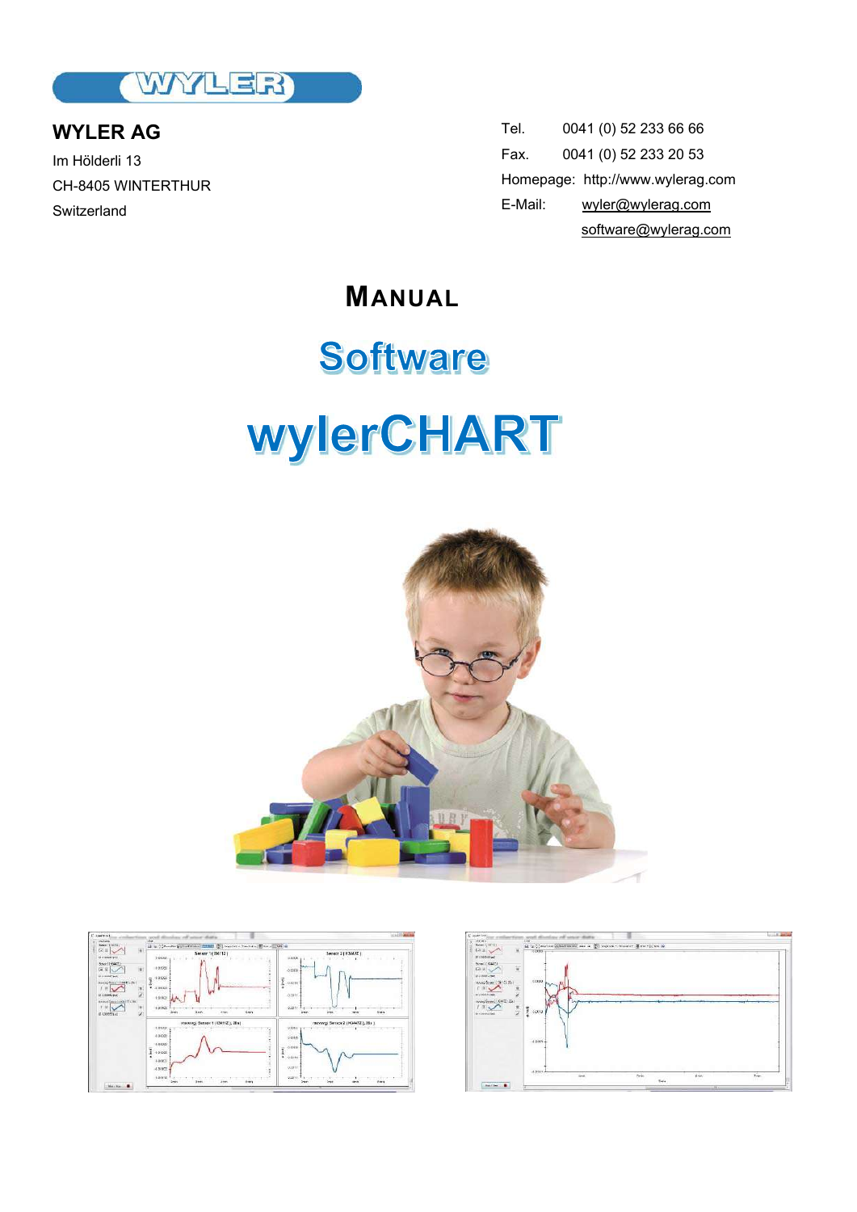**WYLER AG**

Im Hölderli 13

CH-8405 WINTERTHUR

Switzerland

Tel. 0041 (0) 52 233 66 66

Fax. 0041 (0) 52 233 20 53

Homepage: http://www.wylerag.com

E-Mail: wyler@wylerag.com

software@wylerag.com

# MANUAL

# Software

# wylerCHART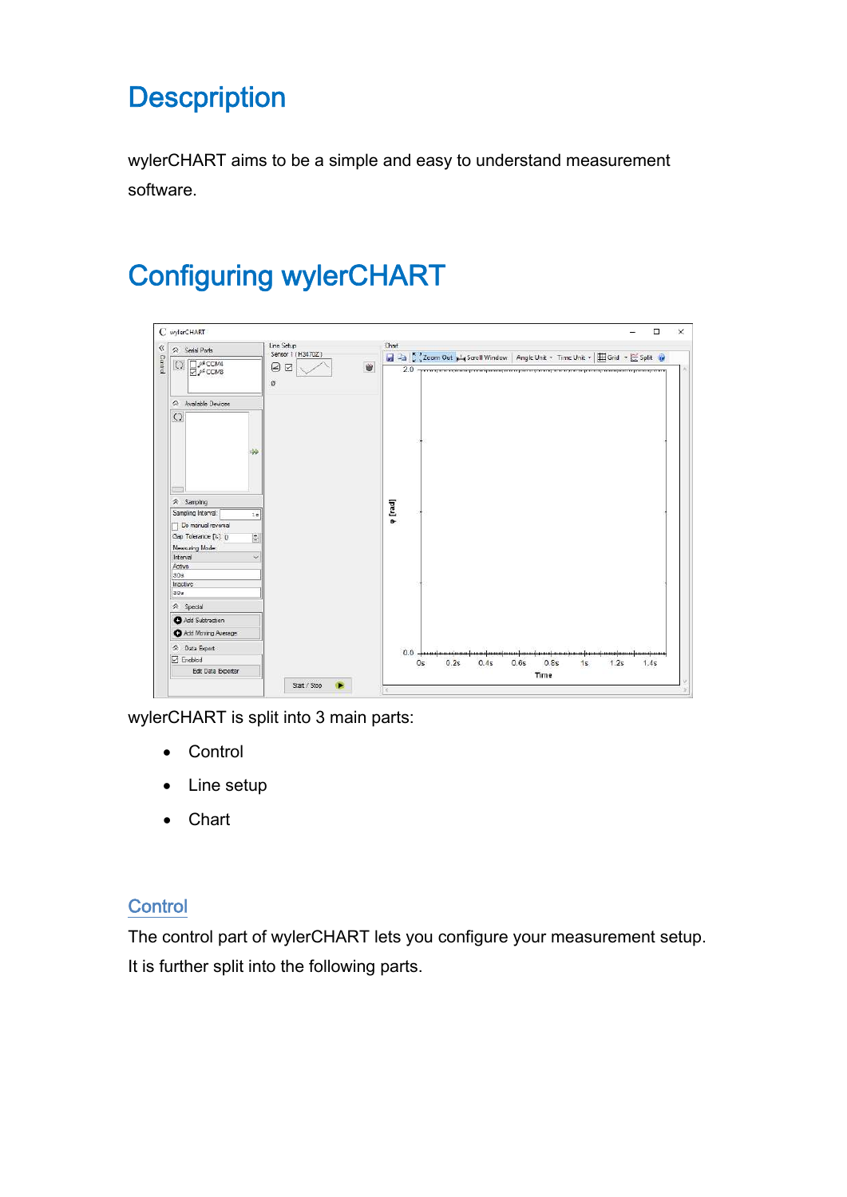# Descpription

wylerCHART aims to be a simple and easy to understand measurement software.

# Configuring wylerCHART

wylerCHART is split into 3 main parts:

- Control
- Line setup
- Chart

## Control

The control part of wylerCHART lets you configure your measurement setup. It is further split into the following parts.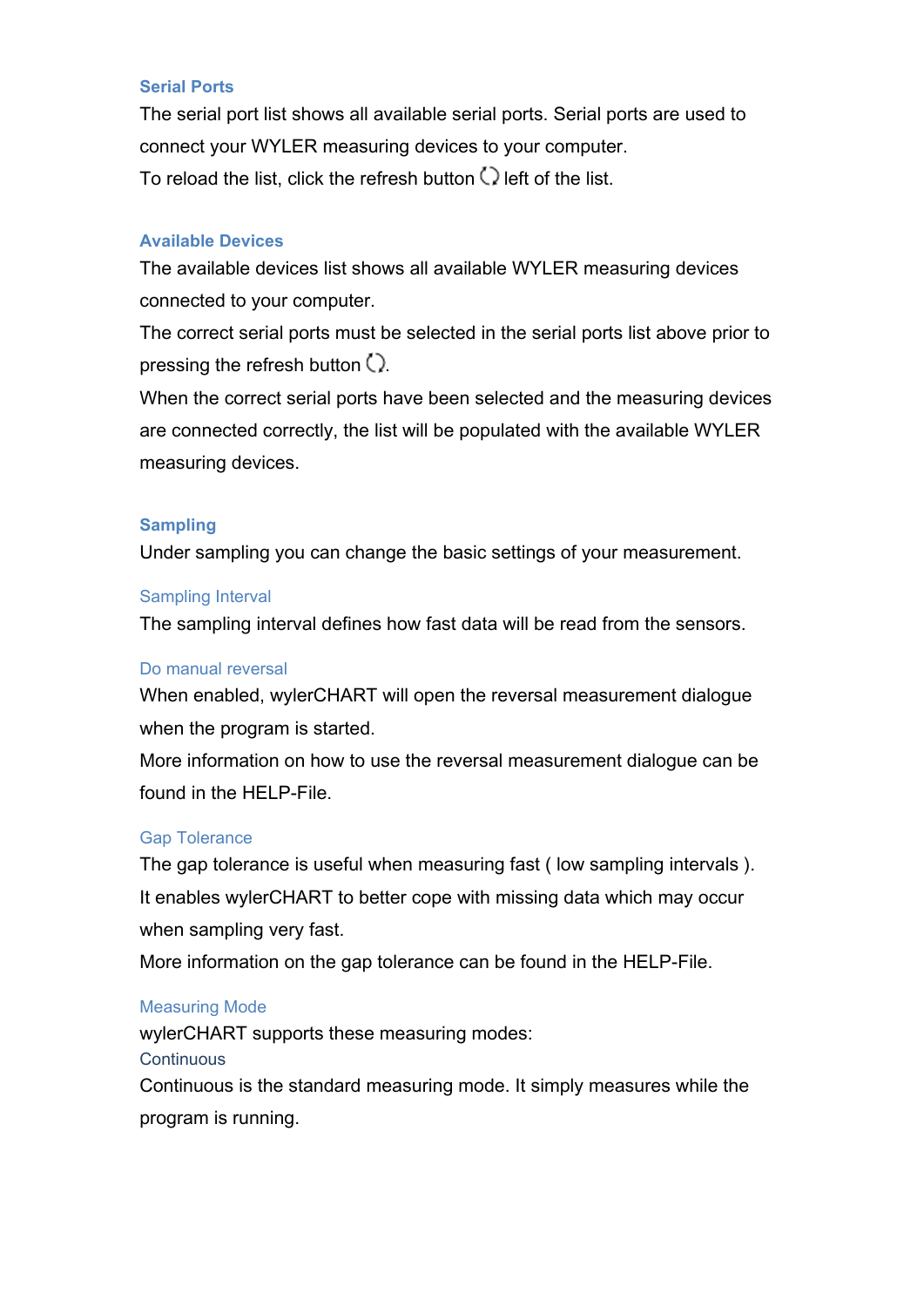### Serial Ports

The serial port list shows all available serial ports. Serial ports are used to connect your WYLER measuring devices to your computer.
To reload the list, click the refresh button left of the list.

### Available Devices

The available devices list shows all available WYLER measuring devices connected to your computer.
The correct serial ports must be selected in the serial ports list above prior to pressing the refresh button .
When the correct serial ports have been selected and the measuring devices are connected correctly, the list will be populated with the available WYLER measuring devices.

### Sampling

Under sampling you can change the basic settings of your measurement.

#### Sampling Interval

The sampling interval defines how fast data will be read from the sensors.

#### Do manual reversal

When enabled, wylerCHART will open the reversal measurement dialogue when the program is started.
More information on how to use the reversal measurement dialogue can be found in the HELP-File.

#### Gap Tolerance

The gap tolerance is useful when measuring fast ( low sampling intervals ). It enables wylerCHART to better cope with missing data which may occur when sampling very fast.
More information on the gap tolerance can be found in the HELP-File.

#### Measuring Mode

wylerCHART supports these measuring modes:

##### Continuous

Continuous is the standard measuring mode. It simply measures while the program is running.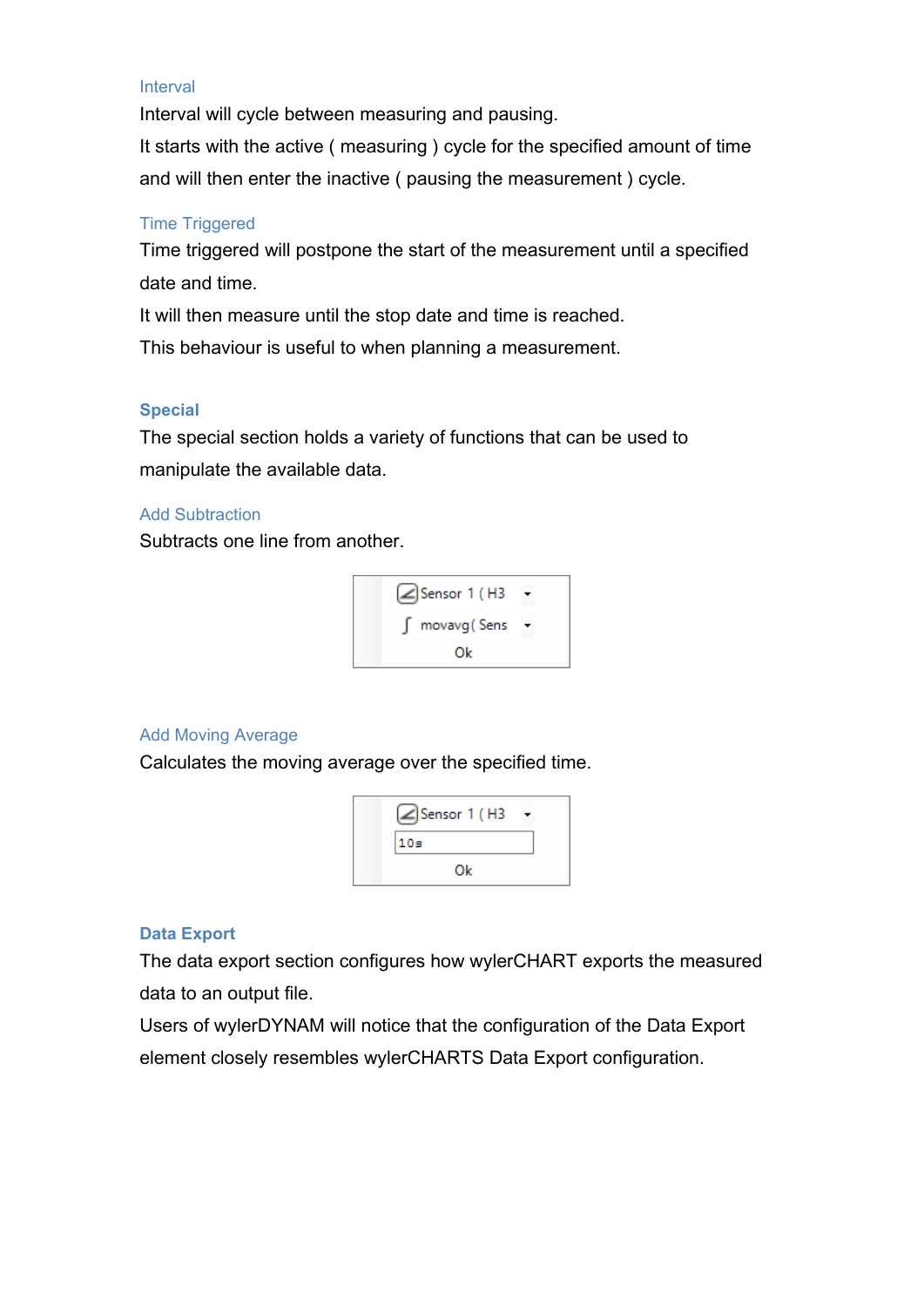### Interval

Interval will cycle between measuring and pausing.

It starts with the active ( measuring ) cycle for the specified amount of time and will then enter the inactive ( pausing the measurement ) cycle.

### Time Triggered

Time triggered will postpone the start of the measurement until a specified date and time.

It will then measure until the stop date and time is reached.

This behaviour is useful to when planning a measurement.

## **Special**

The special section holds a variety of functions that can be used to manipulate the available data.

### Add Subtraction

Subtracts one line from another.

### Add Moving Average

Calculates the moving average over the specified time.

## **Data Export**

The data export section configures how wylerCHART exports the measured data to an output file.

Users of wylerDYNAM will notice that the configuration of the Data Export element closely resembles wylerCHARTS Data Export configuration.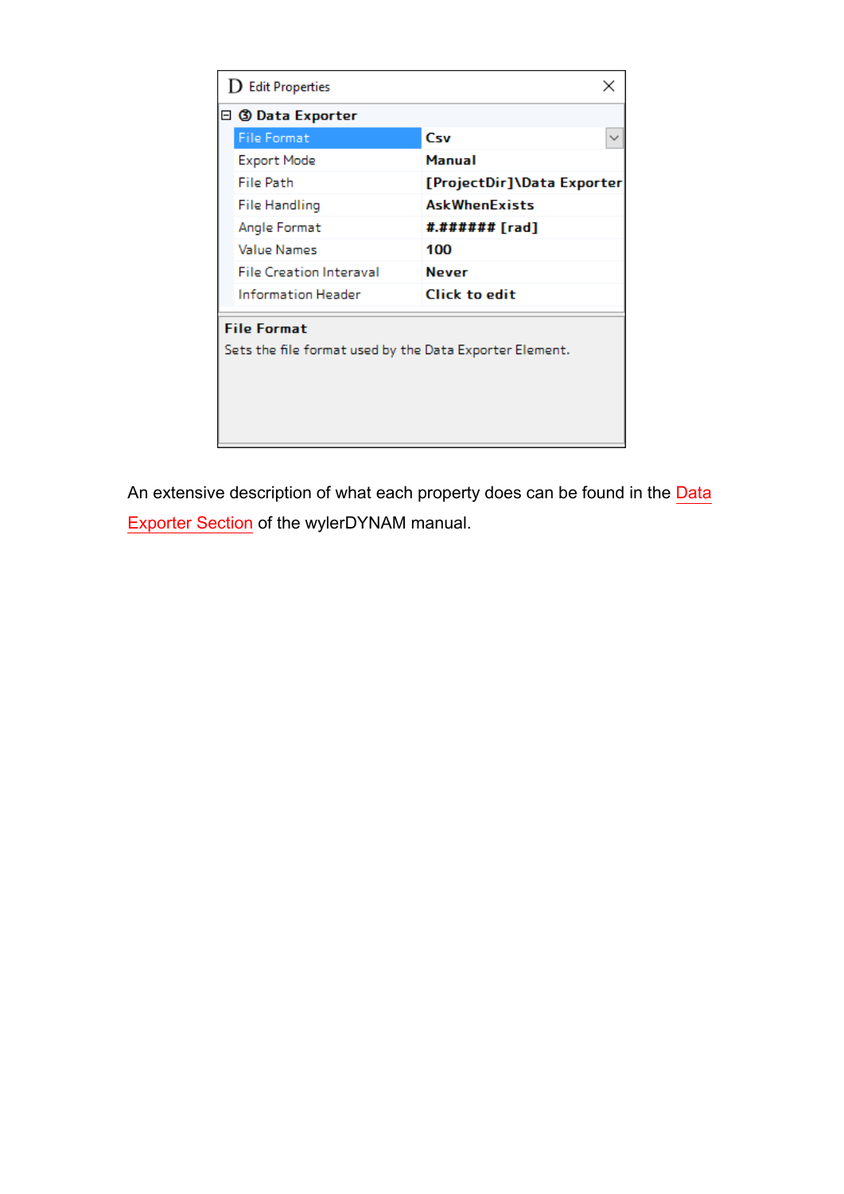D Edit Properties

⊟ ③ Data Exporter

| | |
|---|---|
| File Format | Csv |
| Export Mode | Manual |
| File Path | [ProjectDir]\Data Exporter |
| File Handling | AskWhenExists |
| Angle Format | #.###### [rad] |
| Value Names | 100 |
| File Creation Interaval | Never |
| Information Header | Click to edit |

**File Format**

Sets the file format used by the Data Exporter Element.

An extensive description of what each property does can be found in the Data Exporter Section of the wylerDYNAM manual.